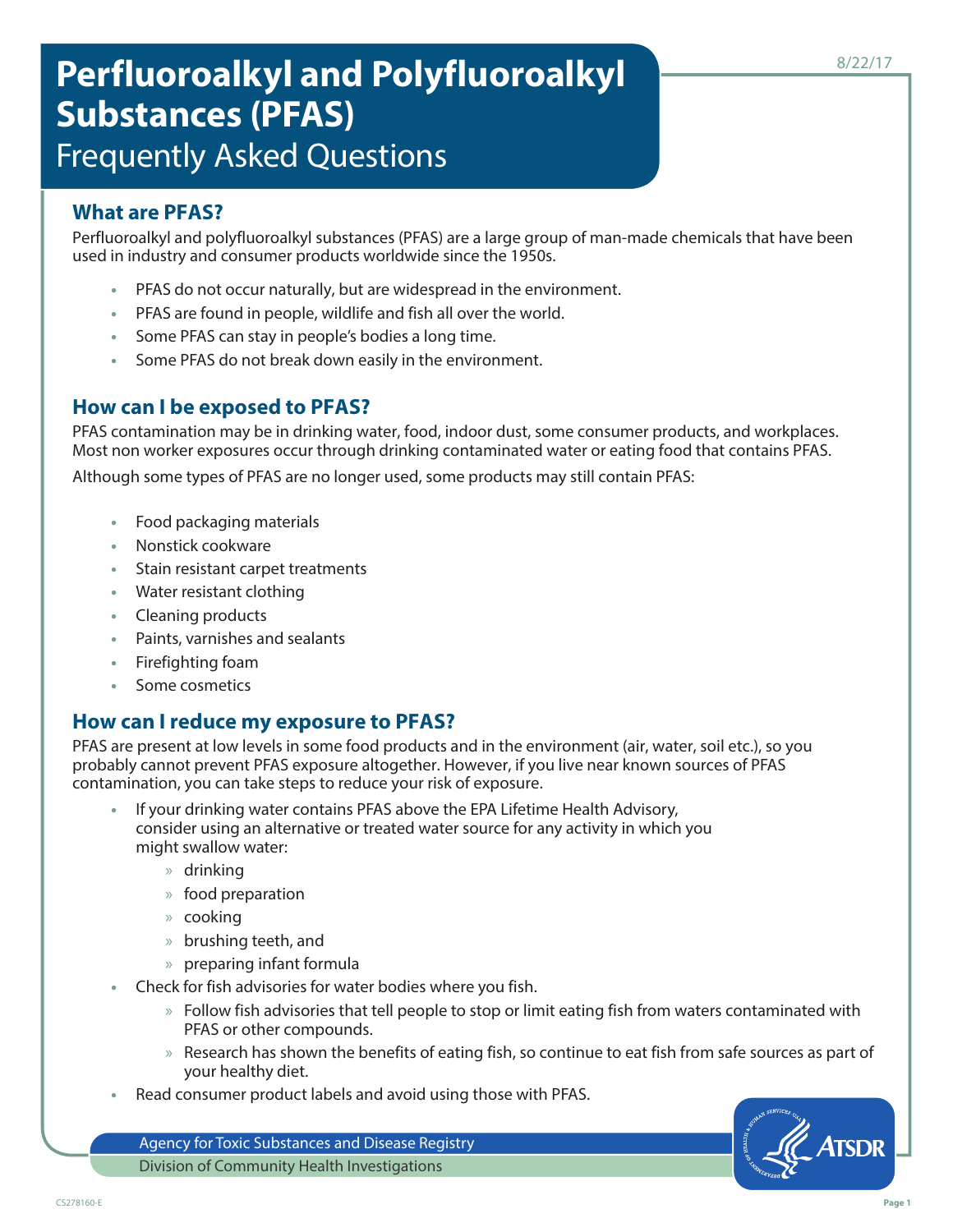8/22/17

# Perfluoroalkyl and Polyfluoroalkyl Substances (PFAS)

## Frequently Asked Questions

### What are PFAS?

Perfluoroalkyl and polyfluoroalkyl substances (PFAS) are a large group of man-made chemicals that have been used in industry and consumer products worldwide since the 1950s.

- PFAS do not occur naturally, but are widespread in the environment.
- PFAS are found in people, wildlife and fish all over the world.
- Some PFAS can stay in people's bodies a long time.
- Some PFAS do not break down easily in the environment.

### How can I be exposed to PFAS?

PFAS contamination may be in drinking water, food, indoor dust, some consumer products, and workplaces. Most non worker exposures occur through drinking contaminated water or eating food that contains PFAS.

Although some types of PFAS are no longer used, some products may still contain PFAS:

- Food packaging materials
- Nonstick cookware
- Stain resistant carpet treatments
- Water resistant clothing
- Cleaning products
- Paints, varnishes and sealants
- Firefighting foam
- Some cosmetics

### How can I reduce my exposure to PFAS?

PFAS are present at low levels in some food products and in the environment (air, water, soil etc.), so you probably cannot prevent PFAS exposure altogether. However, if you live near known sources of PFAS contamination, you can take steps to reduce your risk of exposure.

- If your drinking water contains PFAS above the EPA Lifetime Health Advisory, consider using an alternative or treated water source for any activity in which you might swallow water:
  - drinking
  - food preparation
  - cooking
  - brushing teeth, and
  - preparing infant formula
- Check for fish advisories for water bodies where you fish.
  - Follow fish advisories that tell people to stop or limit eating fish from waters contaminated with PFAS or other compounds.
  - Research has shown the benefits of eating fish, so continue to eat fish from safe sources as part of your healthy diet.
- Read consumer product labels and avoid using those with PFAS.

Agency for Toxic Substances and Disease Registry
Division of Community Health Investigations

CS278160-E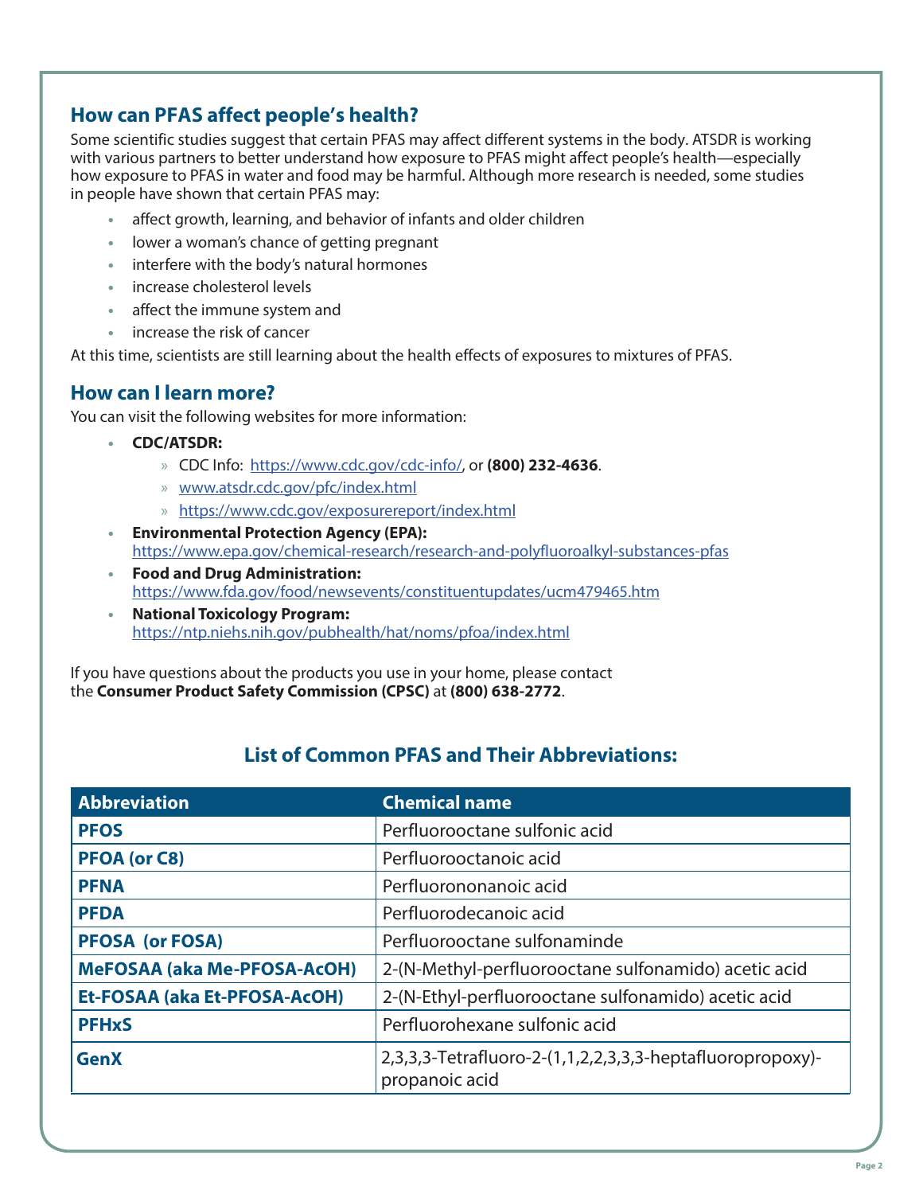## How can PFAS affect people's health?

Some scientific studies suggest that certain PFAS may affect different systems in the body. ATSDR is working with various partners to better understand how exposure to PFAS might affect people's health—especially how exposure to PFAS in water and food may be harmful. Although more research is needed, some studies in people have shown that certain PFAS may:

- affect growth, learning, and behavior of infants and older children
- lower a woman's chance of getting pregnant
- interfere with the body's natural hormones
- increase cholesterol levels
- affect the immune system and
- increase the risk of cancer

At this time, scientists are still learning about the health effects of exposures to mixtures of PFAS.

## How can I learn more?

You can visit the following websites for more information:

- **CDC/ATSDR:**
  - CDC Info: https://www.cdc.gov/cdc-info/, or **(800) 232-4636**.
  - www.atsdr.cdc.gov/pfc/index.html
  - https://www.cdc.gov/exposurereport/index.html
- **Environmental Protection Agency (EPA):** https://www.epa.gov/chemical-research/research-and-polyfluoroalkyl-substances-pfas
- **Food and Drug Administration:** https://www.fda.gov/food/newsevents/constituentupdates/ucm479465.htm
- **National Toxicology Program:** https://ntp.niehs.nih.gov/pubhealth/hat/noms/pfoa/index.html

If you have questions about the products you use in your home, please contact the **Consumer Product Safety Commission (CPSC)** at **(800) 638-2772**.

## List of Common PFAS and Their Abbreviations:

| Abbreviation | Chemical name |
|---|---|
| **PFOS** | Perfluorooctane sulfonic acid |
| **PFOA (or C8)** | Perfluorooctanoic acid |
| **PFNA** | Perfluorononanoic acid |
| **PFDA** | Perfluorodecanoic acid |
| **PFOSA (or FOSA)** | Perfluorooctane sulfonaminde |
| **MeFOSAA (aka Me-PFOSA-AcOH)** | 2-(N-Methyl-perfluorooctane sulfonamido) acetic acid |
| **Et-FOSAA (aka Et-PFOSA-AcOH)** | 2-(N-Ethyl-perfluorooctane sulfonamido) acetic acid |
| **PFHxS** | Perfluorohexane sulfonic acid |
| **GenX** | 2,3,3,3-Tetrafluoro-2-(1,1,2,2,3,3,3-heptafluoropropoxy)-propanoic acid |